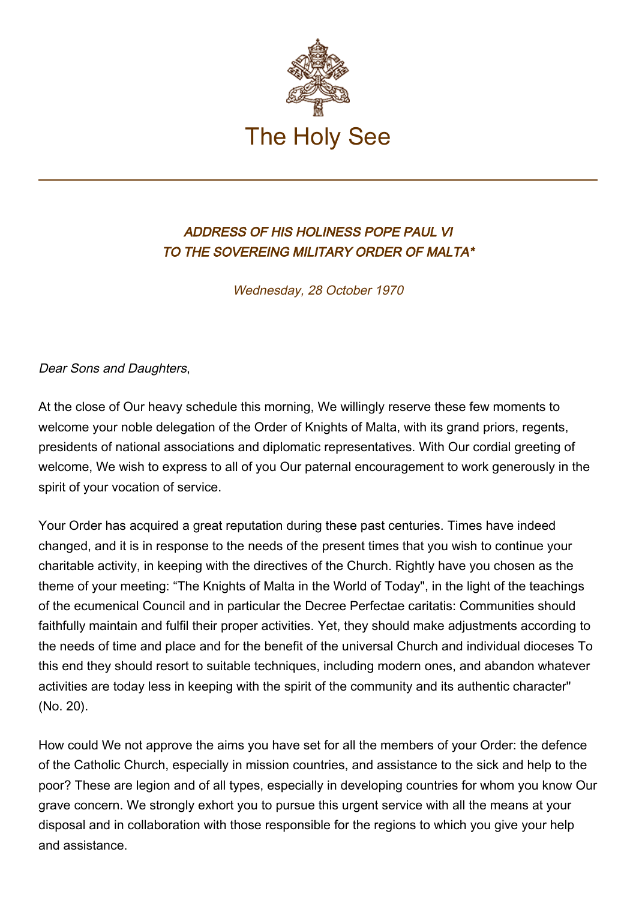The Holy See

### *ADDRESS OF HIS HOLINESS POPE PAUL VI TO THE SOVEREING MILITARY ORDER OF MALTA**

*Wednesday, 28 October 1970*

*Dear Sons and Daughters*,

At the close of Our heavy schedule this morning, We willingly reserve these few moments to welcome your noble delegation of the Order of Knights of Malta, with its grand priors, regents, presidents of national associations and diplomatic representatives. With Our cordial greeting of welcome, We wish to express to all of you Our paternal encouragement to work generously in the spirit of your vocation of service.

Your Order has acquired a great reputation during these past centuries. Times have indeed changed, and it is in response to the needs of the present times that you wish to continue your charitable activity, in keeping with the directives of the Church. Rightly have you chosen as the theme of your meeting: "The Knights of Malta in the World of Today", in the light of the teachings of the ecumenical Council and in particular the Decree Perfectae caritatis: Communities should faithfully maintain and fulfil their proper activities. Yet, they should make adjustments according to the needs of time and place and for the benefit of the universal Church and individual dioceses To this end they should resort to suitable techniques, including modern ones, and abandon whatever activities are today less in keeping with the spirit of the community and its authentic character" (No. 20).

How could We not approve the aims you have set for all the members of your Order: the defence of the Catholic Church, especially in mission countries, and assistance to the sick and help to the poor? These are legion and of all types, especially in developing countries for whom you know Our grave concern. We strongly exhort you to pursue this urgent service with all the means at your disposal and in collaboration with those responsible for the regions to which you give your help and assistance.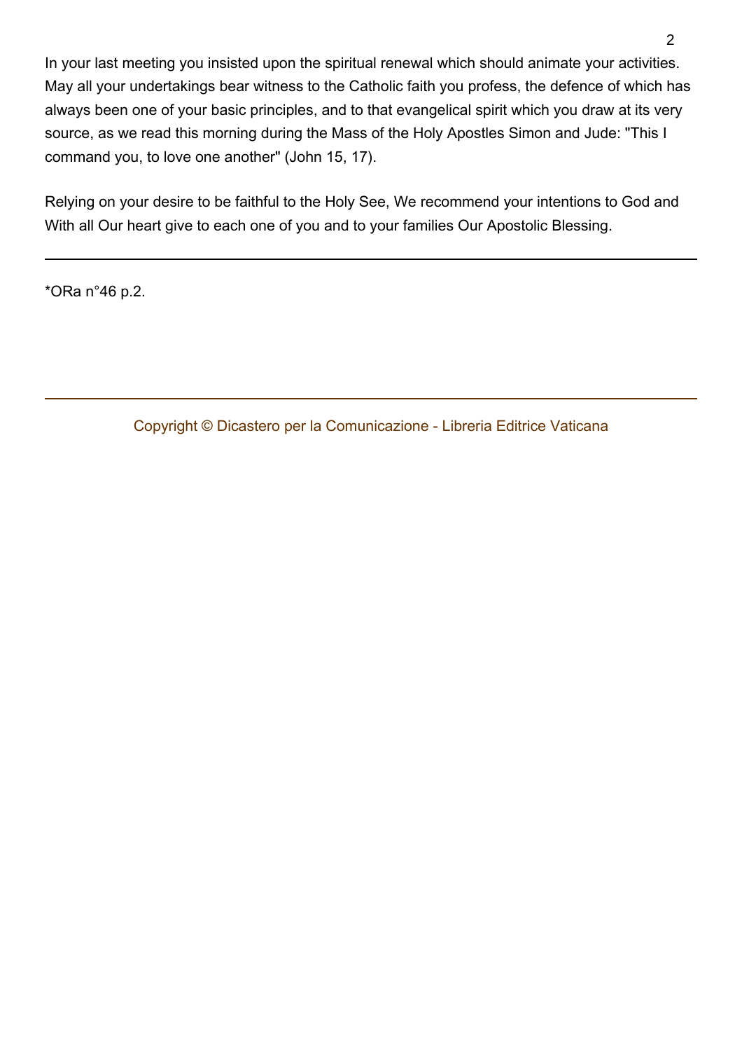In your last meeting you insisted upon the spiritual renewal which should animate your activities. May all your undertakings bear witness to the Catholic faith you profess, the defence of which has always been one of your basic principles, and to that evangelical spirit which you draw at its very source, as we read this morning during the Mass of the Holy Apostles Simon and Jude: "This I command you, to love one another" (John 15, 17).

Relying on your desire to be faithful to the Holy See, We recommend your intentions to God and With all Our heart give to each one of you and to your families Our Apostolic Blessing.

---

*ORa n°46 p.2.

---

Copyright © Dicastero per la Comunicazione - Libreria Editrice Vaticana